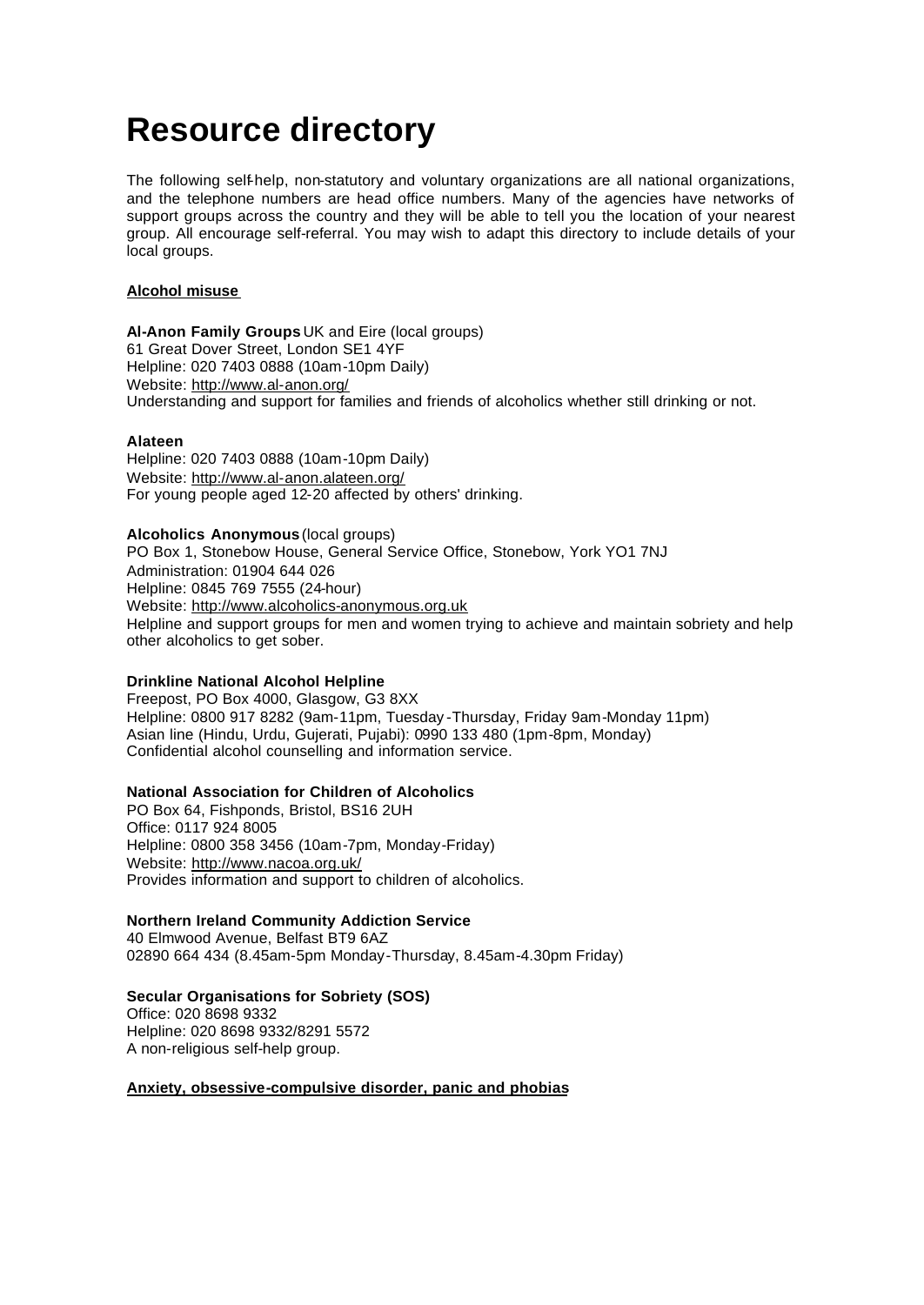# Resource directory

The following self-help, non-statutory and voluntary organizations are all national organizations, and the telephone numbers are head office numbers. Many of the agencies have networks of support groups across the country and they will be able to tell you the location of your nearest group. All encourage self-referral. You may wish to adapt this directory to include details of your local groups.

## Alcohol misuse

**Al-Anon Family Groups** UK and Eire (local groups)
61 Great Dover Street, London SE1 4YF
Helpline: 020 7403 0888 (10am-10pm Daily)
Website: http://www.al-anon.org/
Understanding and support for families and friends of alcoholics whether still drinking or not.

**Alateen**
Helpline: 020 7403 0888 (10am-10pm Daily)
Website: http://www.al-anon.alateen.org/
For young people aged 12-20 affected by others' drinking.

**Alcoholics Anonymous** (local groups)
PO Box 1, Stonebow House, General Service Office, Stonebow, York YO1 7NJ
Administration: 01904 644 026
Helpline: 0845 769 7555 (24-hour)
Website: http://www.alcoholics-anonymous.org.uk
Helpline and support groups for men and women trying to achieve and maintain sobriety and help other alcoholics to get sober.

**Drinkline National Alcohol Helpline**
Freepost, PO Box 4000, Glasgow, G3 8XX
Helpline: 0800 917 8282 (9am-11pm, Tuesday-Thursday, Friday 9am-Monday 11pm)
Asian line (Hindu, Urdu, Gujerati, Pujabi): 0990 133 480 (1pm-8pm, Monday)
Confidential alcohol counselling and information service.

**National Association for Children of Alcoholics**
PO Box 64, Fishponds, Bristol, BS16 2UH
Office: 0117 924 8005
Helpline: 0800 358 3456 (10am-7pm, Monday-Friday)
Website: http://www.nacoa.org.uk/
Provides information and support to children of alcoholics.

**Northern Ireland Community Addiction Service**
40 Elmwood Avenue, Belfast BT9 6AZ
02890 664 434 (8.45am-5pm Monday-Thursday, 8.45am-4.30pm Friday)

**Secular Organisations for Sobriety (SOS)**
Office: 020 8698 9332
Helpline: 020 8698 9332/8291 5572
A non-religious self-help group.

## Anxiety, obsessive-compulsive disorder, panic and phobias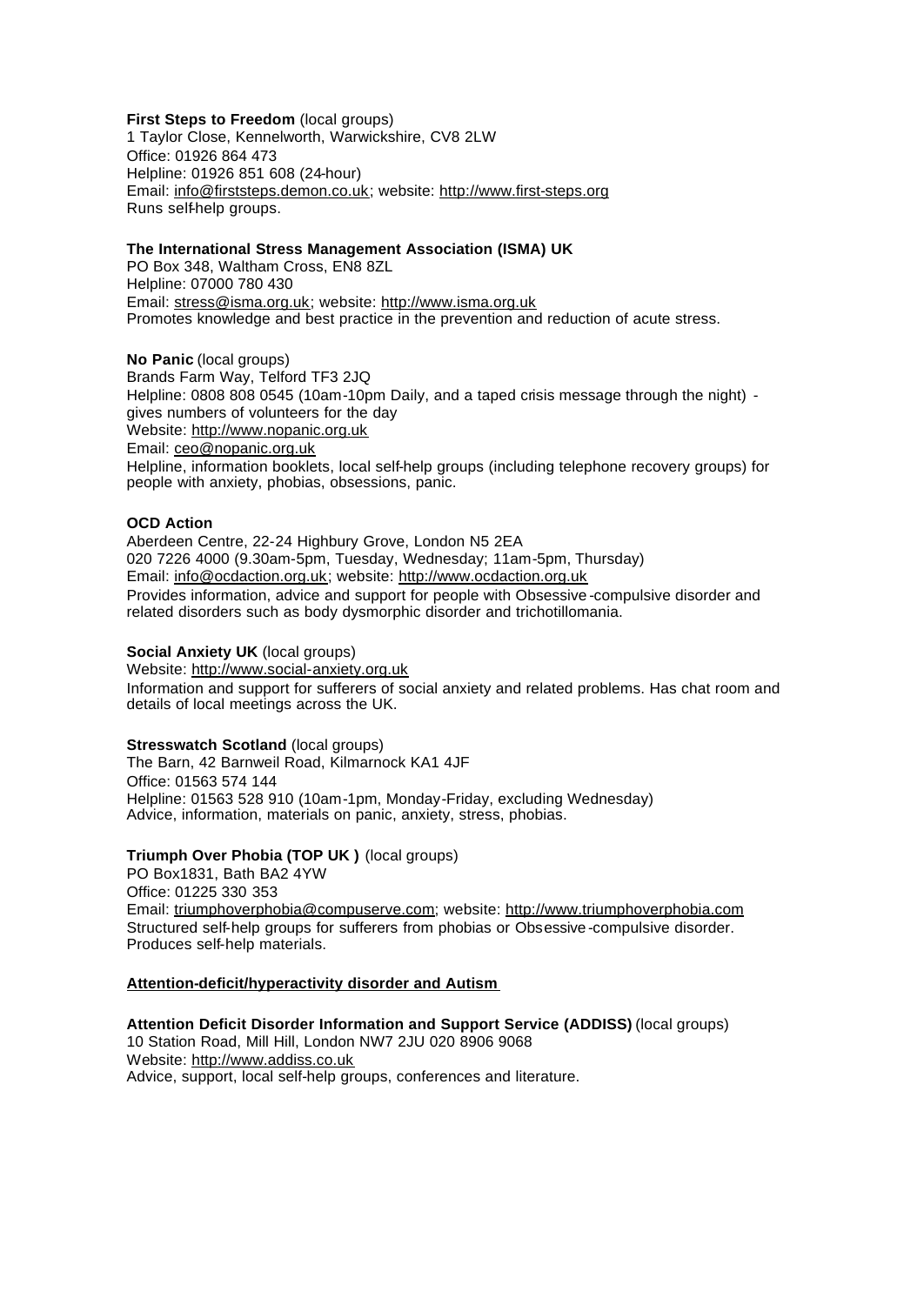**First Steps to Freedom** (local groups)
1 Taylor Close, Kennelworth, Warwickshire, CV8 2LW
Office: 01926 864 473
Helpline: 01926 851 608 (24-hour)
Email: info@firststeps.demon.co.uk; website: http://www.first-steps.org
Runs self-help groups.

**The International Stress Management Association (ISMA) UK**
PO Box 348, Waltham Cross, EN8 8ZL
Helpline: 07000 780 430
Email: stress@isma.org.uk; website: http://www.isma.org.uk
Promotes knowledge and best practice in the prevention and reduction of acute stress.

**No Panic** (local groups)
Brands Farm Way, Telford TF3 2JQ
Helpline: 0808 808 0545 (10am-10pm Daily, and a taped crisis message through the night) - gives numbers of volunteers for the day
Website: http://www.nopanic.org.uk
Email: ceo@nopanic.org.uk
Helpline, information booklets, local self-help groups (including telephone recovery groups) for people with anxiety, phobias, obsessions, panic.

**OCD Action**
Aberdeen Centre, 22-24 Highbury Grove, London N5 2EA
020 7226 4000 (9.30am-5pm, Tuesday, Wednesday; 11am-5pm, Thursday)
Email: info@ocdaction.org.uk; website: http://www.ocdaction.org.uk
Provides information, advice and support for people with Obsessive-compulsive disorder and related disorders such as body dysmorphic disorder and trichotillomania.

**Social Anxiety UK** (local groups)
Website: http://www.social-anxiety.org.uk
Information and support for sufferers of social anxiety and related problems. Has chat room and details of local meetings across the UK.

**Stresswatch Scotland** (local groups)
The Barn, 42 Barnweil Road, Kilmarnock KA1 4JF
Office: 01563 574 144
Helpline: 01563 528 910 (10am-1pm, Monday-Friday, excluding Wednesday)
Advice, information, materials on panic, anxiety, stress, phobias.

**Triumph Over Phobia (TOP UK )** (local groups)
PO Box1831, Bath BA2 4YW
Office: 01225 330 353
Email: triumphoverphobia@compuserve.com; website: http://www.triumphoverphobia.com
Structured self-help groups for sufferers from phobias or Obsessive-compulsive disorder. Produces self-help materials.

### Attention-deficit/hyperactivity disorder and Autism

**Attention Deficit Disorder Information and Support Service (ADDISS)** (local groups)
10 Station Road, Mill Hill, London NW7 2JU 020 8906 9068
Website: http://www.addiss.co.uk
Advice, support, local self-help groups, conferences and literature.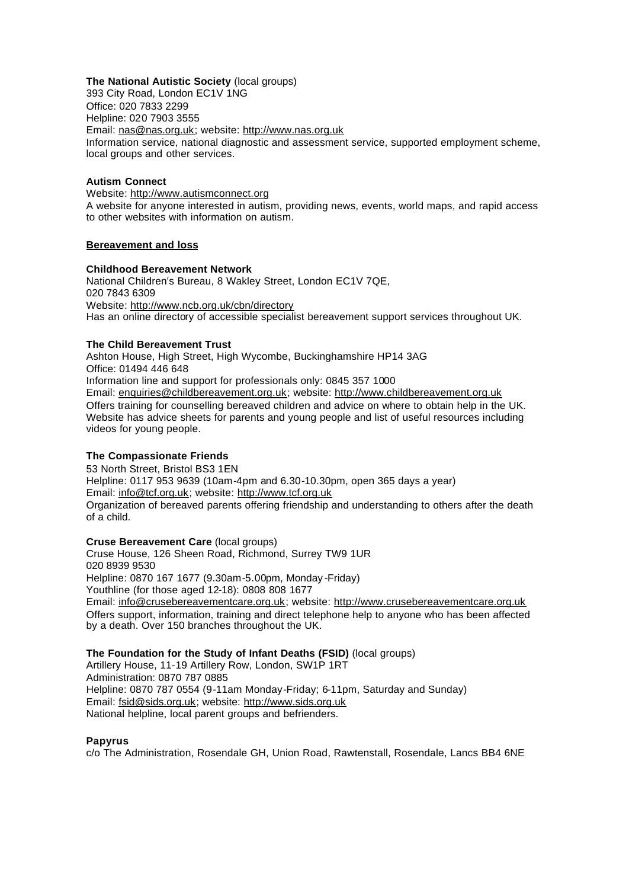**The National Autistic Society** (local groups)
393 City Road, London EC1V 1NG
Office: 020 7833 2299
Helpline: 020 7903 3555
Email: nas@nas.org.uk; website: http://www.nas.org.uk
Information service, national diagnostic and assessment service, supported employment scheme, local groups and other services.

**Autism Connect**
Website: http://www.autismconnect.org
A website for anyone interested in autism, providing news, events, world maps, and rapid access to other websites with information on autism.

**Bereavement and loss**

**Childhood Bereavement Network**
National Children's Bureau, 8 Wakley Street, London EC1V 7QE,
020 7843 6309
Website: http://www.ncb.org.uk/cbn/directory
Has an online directory of accessible specialist bereavement support services throughout UK.

**The Child Bereavement Trust**
Ashton House, High Street, High Wycombe, Buckinghamshire HP14 3AG
Office: 01494 446 648
Information line and support for professionals only: 0845 357 1000
Email: enquiries@childbereavement.org.uk; website: http://www.childbereavement.org.uk
Offers training for counselling bereaved children and advice on where to obtain help in the UK. Website has advice sheets for parents and young people and list of useful resources including videos for young people.

**The Compassionate Friends**
53 North Street, Bristol BS3 1EN
Helpline: 0117 953 9639 (10am-4pm and 6.30-10.30pm, open 365 days a year)
Email: info@tcf.org.uk; website: http://www.tcf.org.uk
Organization of bereaved parents offering friendship and understanding to others after the death of a child.

**Cruse Bereavement Care** (local groups)
Cruse House, 126 Sheen Road, Richmond, Surrey TW9 1UR
020 8939 9530
Helpline: 0870 167 1677 (9.30am-5.00pm, Monday-Friday)
Youthline (for those aged 12-18): 0808 808 1677
Email: info@crusebereavementcare.org.uk; website: http://www.crusebereavementcare.org.uk
Offers support, information, training and direct telephone help to anyone who has been affected by a death. Over 150 branches throughout the UK.

**The Foundation for the Study of Infant Deaths (FSID)** (local groups)
Artillery House, 11-19 Artillery Row, London, SW1P 1RT
Administration: 0870 787 0885
Helpline: 0870 787 0554 (9-11am Monday-Friday; 6-11pm, Saturday and Sunday)
Email: fsid@sids.org.uk; website: http://www.sids.org.uk
National helpline, local parent groups and befrienders.

**Papyrus**
c/o The Administration, Rosendale GH, Union Road, Rawtenstall, Rosendale, Lancs BB4 6NE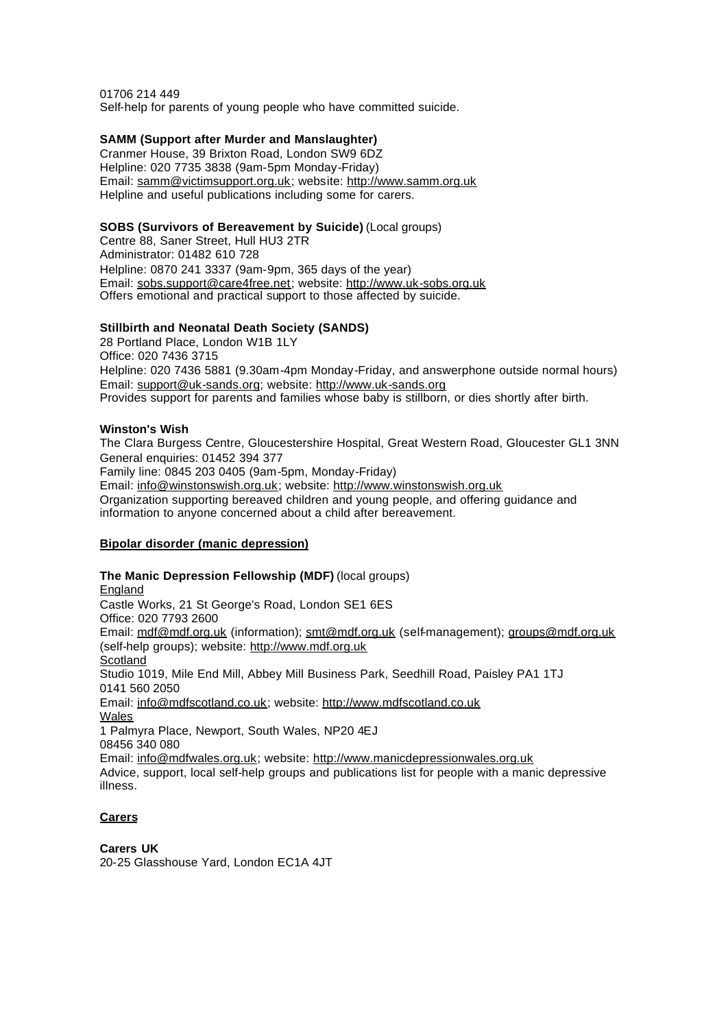01706 214 449
Self-help for parents of young people who have committed suicide.

**SAMM (Support after Murder and Manslaughter)**
Cranmer House, 39 Brixton Road, London SW9 6DZ
Helpline: 020 7735 3838 (9am-5pm Monday-Friday)
Email: samm@victimsupport.org.uk; website: http://www.samm.org.uk
Helpline and useful publications including some for carers.

**SOBS (Survivors of Bereavement by Suicide)** (Local groups)
Centre 88, Saner Street, Hull HU3 2TR
Administrator: 01482 610 728
Helpline: 0870 241 3337 (9am-9pm, 365 days of the year)
Email: sobs.support@care4free.net; website: http://www.uk-sobs.org.uk
Offers emotional and practical support to those affected by suicide.

**Stillbirth and Neonatal Death Society (SANDS)**
28 Portland Place, London W1B 1LY
Office: 020 7436 3715
Helpline: 020 7436 5881 (9.30am-4pm Monday-Friday, and answerphone outside normal hours)
Email: support@uk-sands.org; website: http://www.uk-sands.org
Provides support for parents and families whose baby is stillborn, or dies shortly after birth.

**Winston's Wish**
The Clara Burgess Centre, Gloucestershire Hospital, Great Western Road, Gloucester GL1 3NN
General enquiries: 01452 394 377
Family line: 0845 203 0405 (9am-5pm, Monday-Friday)
Email: info@winstonswish.org.uk; website: http://www.winstonswish.org.uk
Organization supporting bereaved children and young people, and offering guidance and information to anyone concerned about a child after bereavement.

## Bipolar disorder (manic depression)

**The Manic Depression Fellowship (MDF)** (local groups)
England
Castle Works, 21 St George's Road, London SE1 6ES
Office: 020 7793 2600
Email: mdf@mdf.org.uk (information); smt@mdf.org.uk (self-management); groups@mdf.org.uk (self-help groups); website: http://www.mdf.org.uk
Scotland
Studio 1019, Mile End Mill, Abbey Mill Business Park, Seedhill Road, Paisley PA1 1TJ
0141 560 2050
Email: info@mdfscotland.co.uk; website: http://www.mdfscotland.co.uk
Wales
1 Palmyra Place, Newport, South Wales, NP20 4EJ
08456 340 080
Email: info@mdfwales.org.uk; website: http://www.manicdepressionwales.org.uk
Advice, support, local self-help groups and publications list for people with a manic depressive illness.

## Carers

**Carers UK**
20-25 Glasshouse Yard, London EC1A 4JT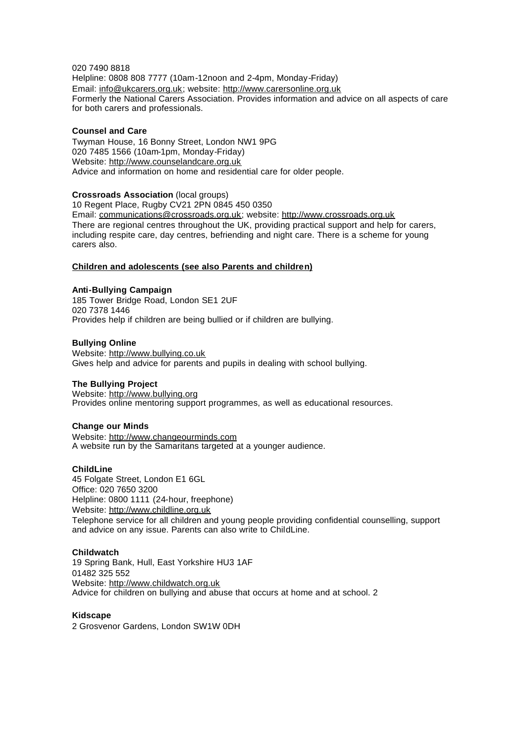020 7490 8818
Helpline: 0808 808 7777 (10am-12noon and 2-4pm, Monday-Friday)
Email: info@ukcarers.org.uk; website: http://www.carersonline.org.uk
Formerly the National Carers Association. Provides information and advice on all aspects of care for both carers and professionals.

**Counsel and Care**
Twyman House, 16 Bonny Street, London NW1 9PG
020 7485 1566 (10am-1pm, Monday-Friday)
Website: http://www.counselandcare.org.uk
Advice and information on home and residential care for older people.

**Crossroads Association** (local groups)
10 Regent Place, Rugby CV21 2PN 0845 450 0350
Email: communications@crossroads.org.uk; website: http://www.crossroads.org.uk
There are regional centres throughout the UK, providing practical support and help for carers, including respite care, day centres, befriending and night care. There is a scheme for young carers also.

## Children and adolescents (see also Parents and children)

**Anti-Bullying Campaign**
185 Tower Bridge Road, London SE1 2UF
020 7378 1446
Provides help if children are being bullied or if children are bullying.

**Bullying Online**
Website: http://www.bullying.co.uk
Gives help and advice for parents and pupils in dealing with school bullying.

**The Bullying Project**
Website: http://www.bullying.org
Provides online mentoring support programmes, as well as educational resources.

**Change our Minds**
Website: http://www.changeourminds.com
A website run by the Samaritans targeted at a younger audience.

**ChildLine**
45 Folgate Street, London E1 6GL
Office: 020 7650 3200
Helpline: 0800 1111 (24-hour, freephone)
Website: http://www.childline.org.uk
Telephone service for all children and young people providing confidential counselling, support and advice on any issue. Parents can also write to ChildLine.

**Childwatch**
19 Spring Bank, Hull, East Yorkshire HU3 1AF
01482 325 552
Website: http://www.childwatch.org.uk
Advice for children on bullying and abuse that occurs at home and at school. 2

**Kidscape**
2 Grosvenor Gardens, London SW1W 0DH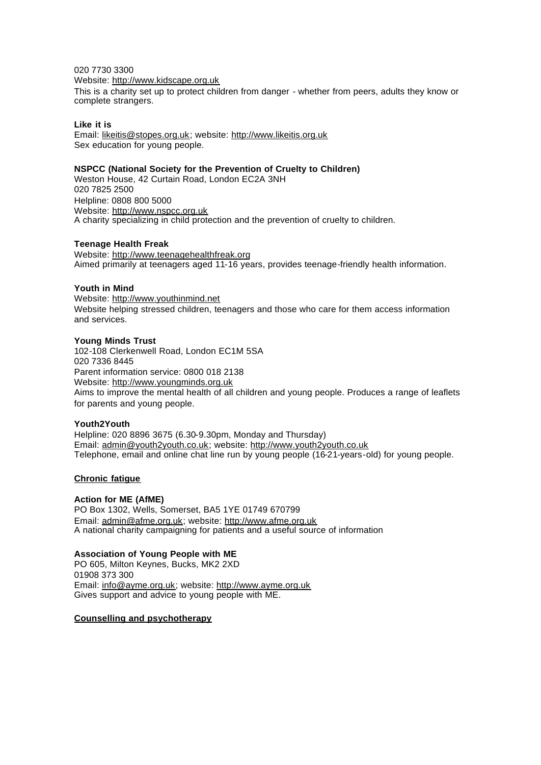020 7730 3300
Website: http://www.kidscape.org.uk
This is a charity set up to protect children from danger - whether from peers, adults they know or complete strangers.

**Like it is**
Email: likeitis@stopes.org.uk; website: http://www.likeitis.org.uk
Sex education for young people.

**NSPCC (National Society for the Prevention of Cruelty to Children)**
Weston House, 42 Curtain Road, London EC2A 3NH
020 7825 2500
Helpline: 0808 800 5000
Website: http://www.nspcc.org.uk
A charity specializing in child protection and the prevention of cruelty to children.

**Teenage Health Freak**
Website: http://www.teenagehealthfreak.org
Aimed primarily at teenagers aged 11-16 years, provides teenage-friendly health information.

**Youth in Mind**
Website: http://www.youthinmind.net
Website helping stressed children, teenagers and those who care for them access information and services.

**Young Minds Trust**
102-108 Clerkenwell Road, London EC1M 5SA
020 7336 8445
Parent information service: 0800 018 2138
Website: http://www.youngminds.org.uk
Aims to improve the mental health of all children and young people. Produces a range of leaflets for parents and young people.

**Youth2Youth**
Helpline: 020 8896 3675 (6.30-9.30pm, Monday and Thursday)
Email: admin@youth2youth.co.uk; website: http://www.youth2youth.co.uk
Telephone, email and online chat line run by young people (16-21-years-old) for young people.

## Chronic fatigue

**Action for ME (AfME)**
PO Box 1302, Wells, Somerset, BA5 1YE 01749 670799
Email: admin@afme.org.uk; website: http://www.afme.org.uk
A national charity campaigning for patients and a useful source of information

**Association of Young People with ME**
PO 605, Milton Keynes, Bucks, MK2 2XD
01908 373 300
Email: info@ayme.org.uk; website: http://www.ayme.org.uk
Gives support and advice to young people with ME.

## Counselling and psychotherapy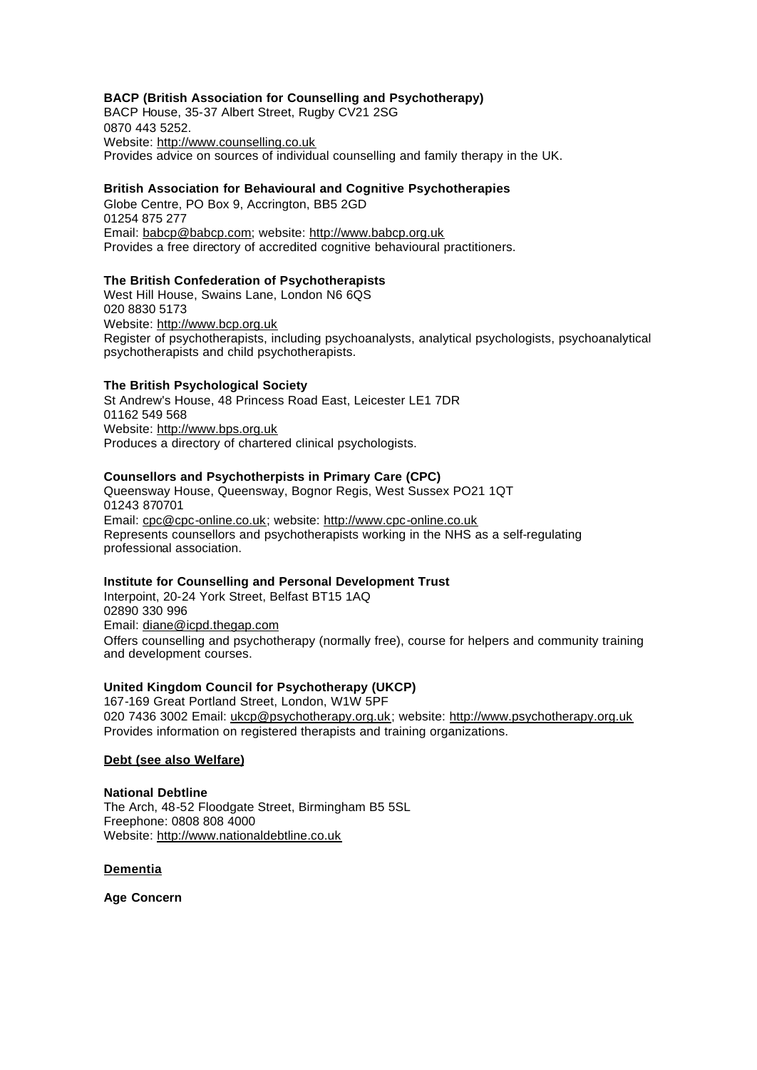**BACP (British Association for Counselling and Psychotherapy)**
BACP House, 35-37 Albert Street, Rugby CV21 2SG
0870 443 5252.
Website: http://www.counselling.co.uk
Provides advice on sources of individual counselling and family therapy in the UK.

**British Association for Behavioural and Cognitive Psychotherapies**
Globe Centre, PO Box 9, Accrington, BB5 2GD
01254 875 277
Email: babcp@babcp.com; website: http://www.babcp.org.uk
Provides a free directory of accredited cognitive behavioural practitioners.

**The British Confederation of Psychotherapists**
West Hill House, Swains Lane, London N6 6QS
020 8830 5173
Website: http://www.bcp.org.uk
Register of psychotherapists, including psychoanalysts, analytical psychologists, psychoanalytical psychotherapists and child psychotherapists.

**The British Psychological Society**
St Andrew's House, 48 Princess Road East, Leicester LE1 7DR
01162 549 568
Website: http://www.bps.org.uk
Produces a directory of chartered clinical psychologists.

**Counsellors and Psychotherpists in Primary Care (CPC)**
Queensway House, Queensway, Bognor Regis, West Sussex PO21 1QT
01243 870701
Email: cpc@cpc-online.co.uk; website: http://www.cpc-online.co.uk
Represents counsellors and psychotherapists working in the NHS as a self-regulating professional association.

**Institute for Counselling and Personal Development Trust**
Interpoint, 20-24 York Street, Belfast BT15 1AQ
02890 330 996
Email: diane@icpd.thegap.com
Offers counselling and psychotherapy (normally free), course for helpers and community training and development courses.

**United Kingdom Council for Psychotherapy (UKCP)**
167-169 Great Portland Street, London, W1W 5PF
020 7436 3002 Email: ukcp@psychotherapy.org.uk; website: http://www.psychotherapy.org.uk
Provides information on registered therapists and training organizations.

**Debt (see also Welfare)**

**National Debtline**
The Arch, 48-52 Floodgate Street, Birmingham B5 5SL
Freephone: 0808 808 4000
Website: http://www.nationaldebtline.co.uk

**Dementia**

**Age Concern**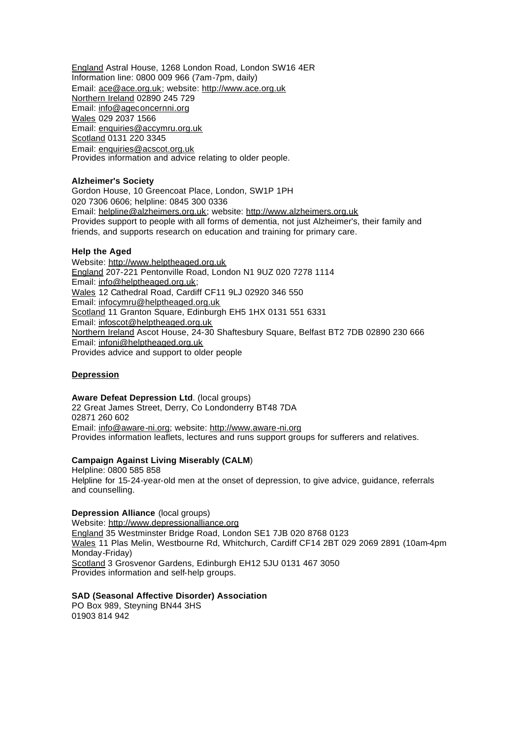England Astral House, 1268 London Road, London SW16 4ER
Information line: 0800 009 966 (7am-7pm, daily)
Email: ace@ace.org.uk; website: http://www.ace.org.uk
Northern Ireland 02890 245 729
Email: info@ageconcernni.org
Wales 029 2037 1566
Email: enquiries@accymru.org.uk
Scotland 0131 220 3345
Email: enquiries@acscot.org.uk
Provides information and advice relating to older people.

**Alzheimer's Society**
Gordon House, 10 Greencoat Place, London, SW1P 1PH
020 7306 0606; helpline: 0845 300 0336
Email: helpline@alzheimers.org.uk; website: http://www.alzheimers.org.uk
Provides support to people with all forms of dementia, not just Alzheimer's, their family and friends, and supports research on education and training for primary care.

**Help the Aged**
Website: http://www.helptheaged.org.uk
England 207-221 Pentonville Road, London N1 9UZ 020 7278 1114
Email: info@helptheaged.org.uk;
Wales 12 Cathedral Road, Cardiff CF11 9LJ 02920 346 550
Email: infocymru@helptheaged.org.uk
Scotland 11 Granton Square, Edinburgh EH5 1HX 0131 551 6331
Email: infoscot@helptheaged.org.uk
Northern Ireland Ascot House, 24-30 Shaftesbury Square, Belfast BT2 7DB 02890 230 666
Email: infoni@helptheaged.org.uk
Provides advice and support to older people

## Depression

**Aware Defeat Depression Ltd**. (local groups)
22 Great James Street, Derry, Co Londonderry BT48 7DA
02871 260 602
Email: info@aware-ni.org; website: http://www.aware-ni.org
Provides information leaflets, lectures and runs support groups for sufferers and relatives.

**Campaign Against Living Miserably (CALM**)
Helpline: 0800 585 858
Helpline for 15-24-year-old men at the onset of depression, to give advice, guidance, referrals and counselling.

**Depression Alliance** (local groups)
Website: http://www.depressionalliance.org
England 35 Westminster Bridge Road, London SE1 7JB 020 8768 0123
Wales 11 Plas Melin, Westbourne Rd, Whitchurch, Cardiff CF14 2BT 029 2069 2891 (10am-4pm Monday-Friday)
Scotland 3 Grosvenor Gardens, Edinburgh EH12 5JU 0131 467 3050
Provides information and self-help groups.

**SAD (Seasonal Affective Disorder) Association**
PO Box 989, Steyning BN44 3HS
01903 814 942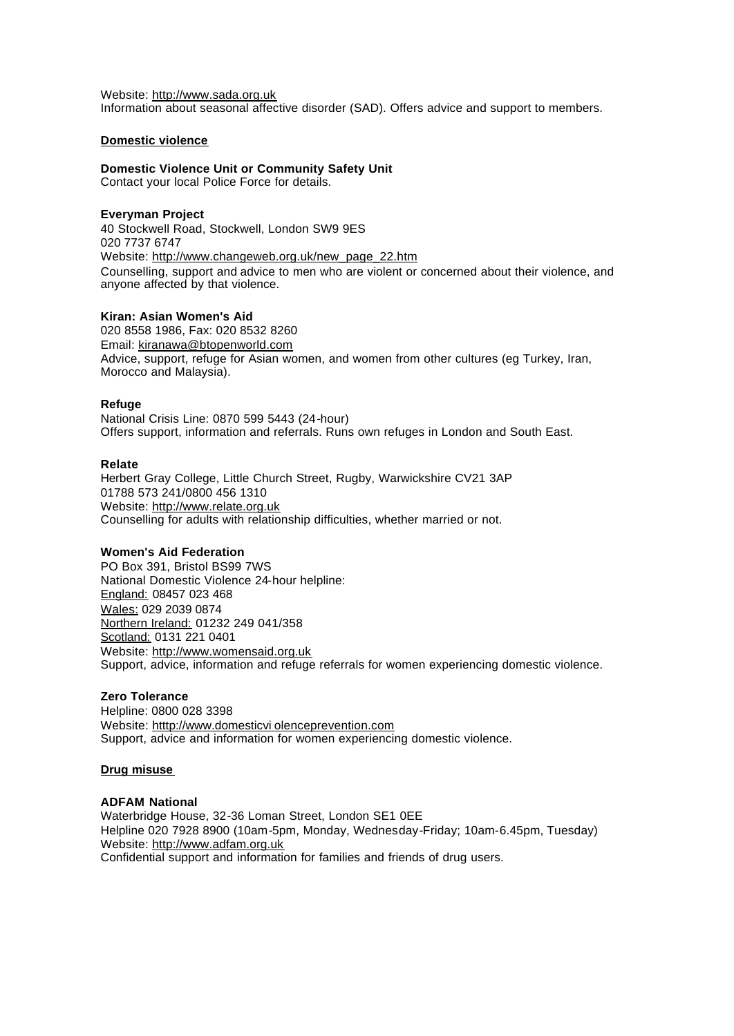Website: http://www.sada.org.uk
Information about seasonal affective disorder (SAD). Offers advice and support to members.

## Domestic violence

**Domestic Violence Unit or Community Safety Unit**
Contact your local Police Force for details.

**Everyman Project**
40 Stockwell Road, Stockwell, London SW9 9ES
020 7737 6747
Website: http://www.changeweb.org.uk/new_page_22.htm
Counselling, support and advice to men who are violent or concerned about their violence, and anyone affected by that violence.

**Kiran: Asian Women's Aid**
020 8558 1986, Fax: 020 8532 8260
Email: kiranawa@btopenworld.com
Advice, support, refuge for Asian women, and women from other cultures (eg Turkey, Iran, Morocco and Malaysia).

**Refuge**
National Crisis Line: 0870 599 5443 (24-hour)
Offers support, information and referrals. Runs own refuges in London and South East.

**Relate**
Herbert Gray College, Little Church Street, Rugby, Warwickshire CV21 3AP
01788 573 241/0800 456 1310
Website: http://www.relate.org.uk
Counselling for adults with relationship difficulties, whether married or not.

**Women's Aid Federation**
PO Box 391, Bristol BS99 7WS
National Domestic Violence 24-hour helpline:
England: 08457 023 468
Wales: 029 2039 0874
Northern Ireland: 01232 249 041/358
Scotland: 0131 221 0401
Website: http://www.womensaid.org.uk
Support, advice, information and refuge referrals for women experiencing domestic violence.

**Zero Tolerance**
Helpline: 0800 028 3398
Website: htttp://www.domesticvi olenceprevention.com
Support, advice and information for women experiencing domestic violence.

## Drug misuse

**ADFAM National**
Waterbridge House, 32-36 Loman Street, London SE1 0EE
Helpline 020 7928 8900 (10am-5pm, Monday, Wednesday-Friday; 10am-6.45pm, Tuesday)
Website: http://www.adfam.org.uk
Confidential support and information for families and friends of drug users.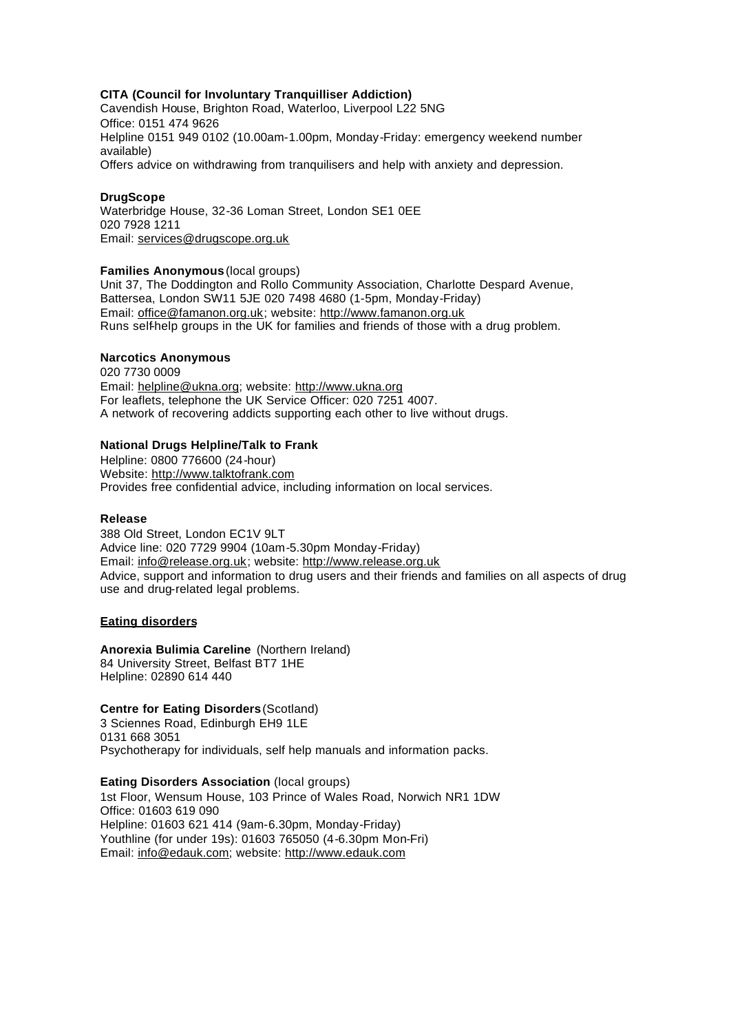**CITA (Council for Involuntary Tranquilliser Addiction)**
Cavendish House, Brighton Road, Waterloo, Liverpool L22 5NG
Office: 0151 474 9626
Helpline 0151 949 0102 (10.00am-1.00pm, Monday-Friday: emergency weekend number available)
Offers advice on withdrawing from tranquilisers and help with anxiety and depression.

**DrugScope**
Waterbridge House, 32-36 Loman Street, London SE1 0EE
020 7928 1211
Email: services@drugscope.org.uk

**Families Anonymous** (local groups)
Unit 37, The Doddington and Rollo Community Association, Charlotte Despard Avenue, Battersea, London SW11 5JE 020 7498 4680 (1-5pm, Monday-Friday)
Email: office@famanon.org.uk; website: http://www.famanon.org.uk
Runs self-help groups in the UK for families and friends of those with a drug problem.

**Narcotics Anonymous**
020 7730 0009
Email: helpline@ukna.org; website: http://www.ukna.org
For leaflets, telephone the UK Service Officer: 020 7251 4007.
A network of recovering addicts supporting each other to live without drugs.

**National Drugs Helpline/Talk to Frank**
Helpline: 0800 776600 (24-hour)
Website: http://www.talktofrank.com
Provides free confidential advice, including information on local services.

**Release**
388 Old Street, London EC1V 9LT
Advice line: 020 7729 9904 (10am-5.30pm Monday-Friday)
Email: info@release.org.uk; website: http://www.release.org.uk
Advice, support and information to drug users and their friends and families on all aspects of drug use and drug-related legal problems.

**Eating disorders**

**Anorexia Bulimia Careline** (Northern Ireland)
84 University Street, Belfast BT7 1HE
Helpline: 02890 614 440

**Centre for Eating Disorders** (Scotland)
3 Sciennes Road, Edinburgh EH9 1LE
0131 668 3051
Psychotherapy for individuals, self help manuals and information packs.

**Eating Disorders Association** (local groups)
1st Floor, Wensum House, 103 Prince of Wales Road, Norwich NR1 1DW
Office: 01603 619 090
Helpline: 01603 621 414 (9am-6.30pm, Monday-Friday)
Youthline (for under 19s): 01603 765050 (4-6.30pm Mon-Fri)
Email: info@edauk.com; website: http://www.edauk.com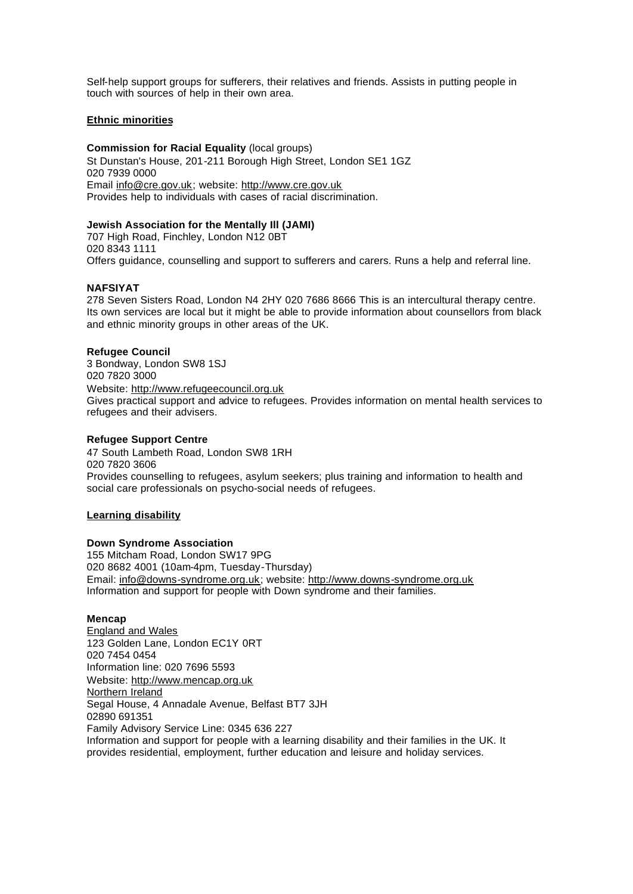Self-help support groups for sufferers, their relatives and friends. Assists in putting people in touch with sources of help in their own area.

## Ethnic minorities

**Commission for Racial Equality** (local groups)
St Dunstan's House, 201-211 Borough High Street, London SE1 1GZ
020 7939 0000
Email info@cre.gov.uk; website: http://www.cre.gov.uk
Provides help to individuals with cases of racial discrimination.

**Jewish Association for the Mentally Ill (JAMI)**
707 High Road, Finchley, London N12 0BT
020 8343 1111
Offers guidance, counselling and support to sufferers and carers. Runs a help and referral line.

**NAFSIYAT**
278 Seven Sisters Road, London N4 2HY 020 7686 8666 This is an intercultural therapy centre. Its own services are local but it might be able to provide information about counsellors from black and ethnic minority groups in other areas of the UK.

**Refugee Council**
3 Bondway, London SW8 1SJ
020 7820 3000
Website: http://www.refugeecouncil.org.uk
Gives practical support and advice to refugees. Provides information on mental health services to refugees and their advisers.

**Refugee Support Centre**
47 South Lambeth Road, London SW8 1RH
020 7820 3606
Provides counselling to refugees, asylum seekers; plus training and information to health and social care professionals on psycho-social needs of refugees.

## Learning disability

**Down Syndrome Association**
155 Mitcham Road, London SW17 9PG
020 8682 4001 (10am-4pm, Tuesday-Thursday)
Email: info@downs-syndrome.org.uk; website: http://www.downs-syndrome.org.uk
Information and support for people with Down syndrome and their families.

**Mencap**
England and Wales
123 Golden Lane, London EC1Y 0RT
020 7454 0454
Information line: 020 7696 5593
Website: http://www.mencap.org.uk
Northern Ireland
Segal House, 4 Annadale Avenue, Belfast BT7 3JH
02890 691351
Family Advisory Service Line: 0345 636 227
Information and support for people with a learning disability and their families in the UK. It provides residential, employment, further education and leisure and holiday services.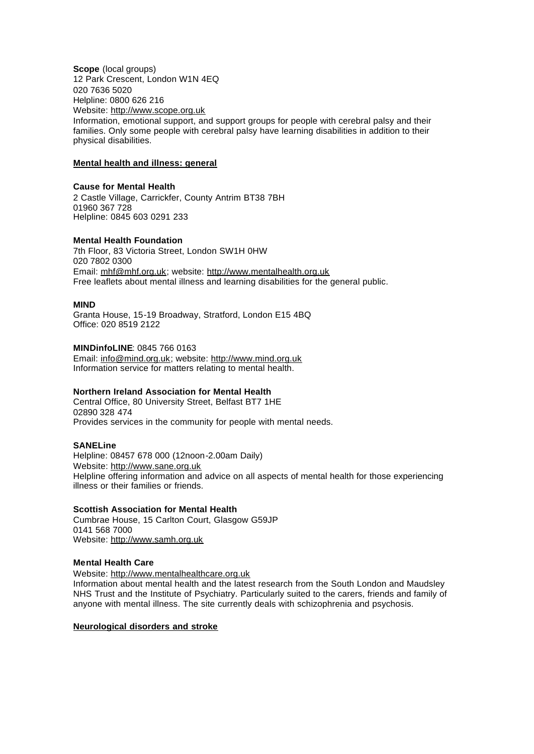**Scope** (local groups)
12 Park Crescent, London W1N 4EQ
020 7636 5020
Helpline: 0800 626 216
Website: http://www.scope.org.uk
Information, emotional support, and support groups for people with cerebral palsy and their families. Only some people with cerebral palsy have learning disabilities in addition to their physical disabilities.

**Mental health and illness: general**

**Cause for Mental Health**
2 Castle Village, Carrickfer, County Antrim BT38 7BH
01960 367 728
Helpline: 0845 603 0291 233

**Mental Health Foundation**
7th Floor, 83 Victoria Street, London SW1H 0HW
020 7802 0300
Email: mhf@mhf.org.uk; website: http://www.mentalhealth.org.uk
Free leaflets about mental illness and learning disabilities for the general public.

**MIND**
Granta House, 15-19 Broadway, Stratford, London E15 4BQ
Office: 020 8519 2122

**MINDinfoLINE**: 0845 766 0163
Email: info@mind.org.uk; website: http://www.mind.org.uk
Information service for matters relating to mental health.

**Northern Ireland Association for Mental Health**
Central Office, 80 University Street, Belfast BT7 1HE
02890 328 474
Provides services in the community for people with mental needs.

**SANELine**
Helpline: 08457 678 000 (12noon-2.00am Daily)
Website: http://www.sane.org.uk
Helpline offering information and advice on all aspects of mental health for those experiencing illness or their families or friends.

**Scottish Association for Mental Health**
Cumbrae House, 15 Carlton Court, Glasgow G59JP
0141 568 7000
Website: http://www.samh.org.uk

**Mental Health Care**
Website: http://www.mentalhealthcare.org.uk
Information about mental health and the latest research from the South London and Maudsley NHS Trust and the Institute of Psychiatry. Particularly suited to the carers, friends and family of anyone with mental illness. The site currently deals with schizophrenia and psychosis.

**Neurological disorders and stroke**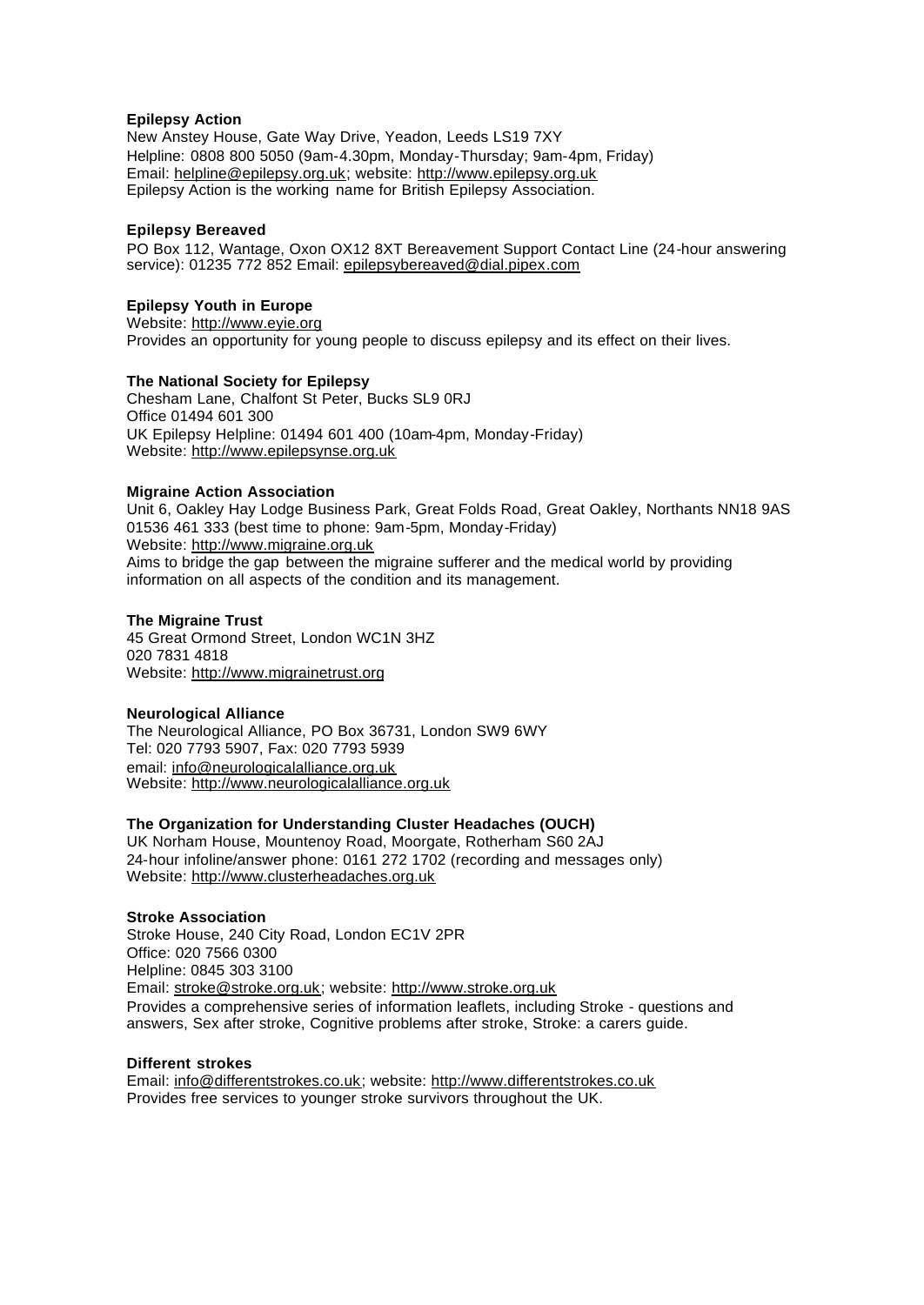**Epilepsy Action**

New Anstey House, Gate Way Drive, Yeadon, Leeds LS19 7XY
Helpline: 0808 800 5050 (9am-4.30pm, Monday-Thursday; 9am-4pm, Friday)
Email: helpline@epilepsy.org.uk; website: http://www.epilepsy.org.uk
Epilepsy Action is the working name for British Epilepsy Association.

**Epilepsy Bereaved**

PO Box 112, Wantage, Oxon OX12 8XT Bereavement Support Contact Line (24-hour answering service): 01235 772 852 Email: epilepsybereaved@dial.pipex.com

**Epilepsy Youth in Europe**

Website: http://www.eyie.org
Provides an opportunity for young people to discuss epilepsy and its effect on their lives.

**The National Society for Epilepsy**

Chesham Lane, Chalfont St Peter, Bucks SL9 0RJ
Office 01494 601 300
UK Epilepsy Helpline: 01494 601 400 (10am-4pm, Monday-Friday)
Website: http://www.epilepsynse.org.uk

**Migraine Action Association**

Unit 6, Oakley Hay Lodge Business Park, Great Folds Road, Great Oakley, Northants NN18 9AS
01536 461 333 (best time to phone: 9am-5pm, Monday-Friday)
Website: http://www.migraine.org.uk
Aims to bridge the gap between the migraine sufferer and the medical world by providing information on all aspects of the condition and its management.

**The Migraine Trust**

45 Great Ormond Street, London WC1N 3HZ
020 7831 4818
Website: http://www.migrainetrust.org

**Neurological Alliance**

The Neurological Alliance, PO Box 36731, London SW9 6WY
Tel: 020 7793 5907, Fax: 020 7793 5939
email: info@neurologicalalliance.org.uk
Website: http://www.neurologicalalliance.org.uk

**The Organization for Understanding Cluster Headaches (OUCH)**

UK Norham House, Mountenoy Road, Moorgate, Rotherham S60 2AJ
24-hour infoline/answer phone: 0161 272 1702 (recording and messages only)
Website: http://www.clusterheadaches.org.uk

**Stroke Association**

Stroke House, 240 City Road, London EC1V 2PR
Office: 020 7566 0300
Helpline: 0845 303 3100
Email: stroke@stroke.org.uk; website: http://www.stroke.org.uk
Provides a comprehensive series of information leaflets, including Stroke - questions and answers, Sex after stroke, Cognitive problems after stroke, Stroke: a carers guide.

**Different strokes**

Email: info@differentstrokes.co.uk; website: http://www.differentstrokes.co.uk
Provides free services to younger stroke survivors throughout the UK.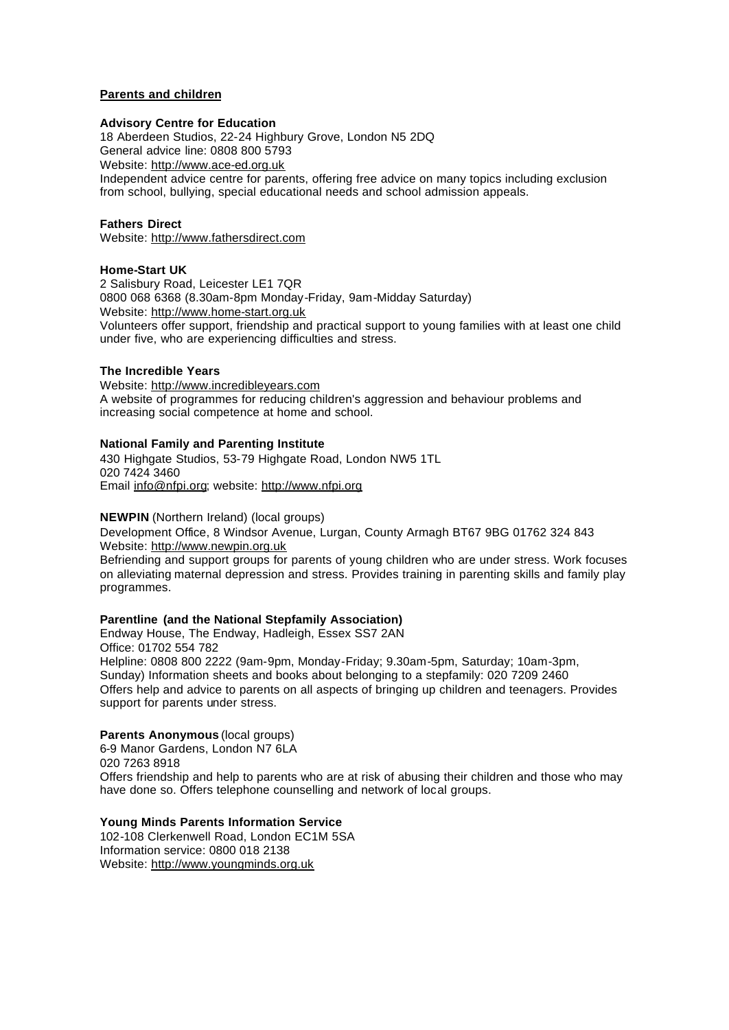**Parents and children**

**Advisory Centre for Education**
18 Aberdeen Studios, 22-24 Highbury Grove, London N5 2DQ
General advice line: 0808 800 5793
Website: http://www.ace-ed.org.uk
Independent advice centre for parents, offering free advice on many topics including exclusion from school, bullying, special educational needs and school admission appeals.

**Fathers Direct**
Website: http://www.fathersdirect.com

**Home-Start UK**
2 Salisbury Road, Leicester LE1 7QR
0800 068 6368 (8.30am-8pm Monday-Friday, 9am-Midday Saturday)
Website: http://www.home-start.org.uk
Volunteers offer support, friendship and practical support to young families with at least one child under five, who are experiencing difficulties and stress.

**The Incredible Years**
Website: http://www.incredibleyears.com
A website of programmes for reducing children's aggression and behaviour problems and increasing social competence at home and school.

**National Family and Parenting Institute**
430 Highgate Studios, 53-79 Highgate Road, London NW5 1TL
020 7424 3460
Email info@nfpi.org; website: http://www.nfpi.org

**NEWPIN** (Northern Ireland) (local groups)
Development Office, 8 Windsor Avenue, Lurgan, County Armagh BT67 9BG 01762 324 843
Website: http://www.newpin.org.uk
Befriending and support groups for parents of young children who are under stress. Work focuses on alleviating maternal depression and stress. Provides training in parenting skills and family play programmes.

**Parentline (and the National Stepfamily Association)**
Endway House, The Endway, Hadleigh, Essex SS7 2AN
Office: 01702 554 782
Helpline: 0808 800 2222 (9am-9pm, Monday-Friday; 9.30am-5pm, Saturday; 10am-3pm, Sunday) Information sheets and books about belonging to a stepfamily: 020 7209 2460
Offers help and advice to parents on all aspects of bringing up children and teenagers. Provides support for parents under stress.

**Parents Anonymous** (local groups)
6-9 Manor Gardens, London N7 6LA
020 7263 8918
Offers friendship and help to parents who are at risk of abusing their children and those who may have done so. Offers telephone counselling and network of local groups.

**Young Minds Parents Information Service**
102-108 Clerkenwell Road, London EC1M 5SA
Information service: 0800 018 2138
Website: http://www.youngminds.org.uk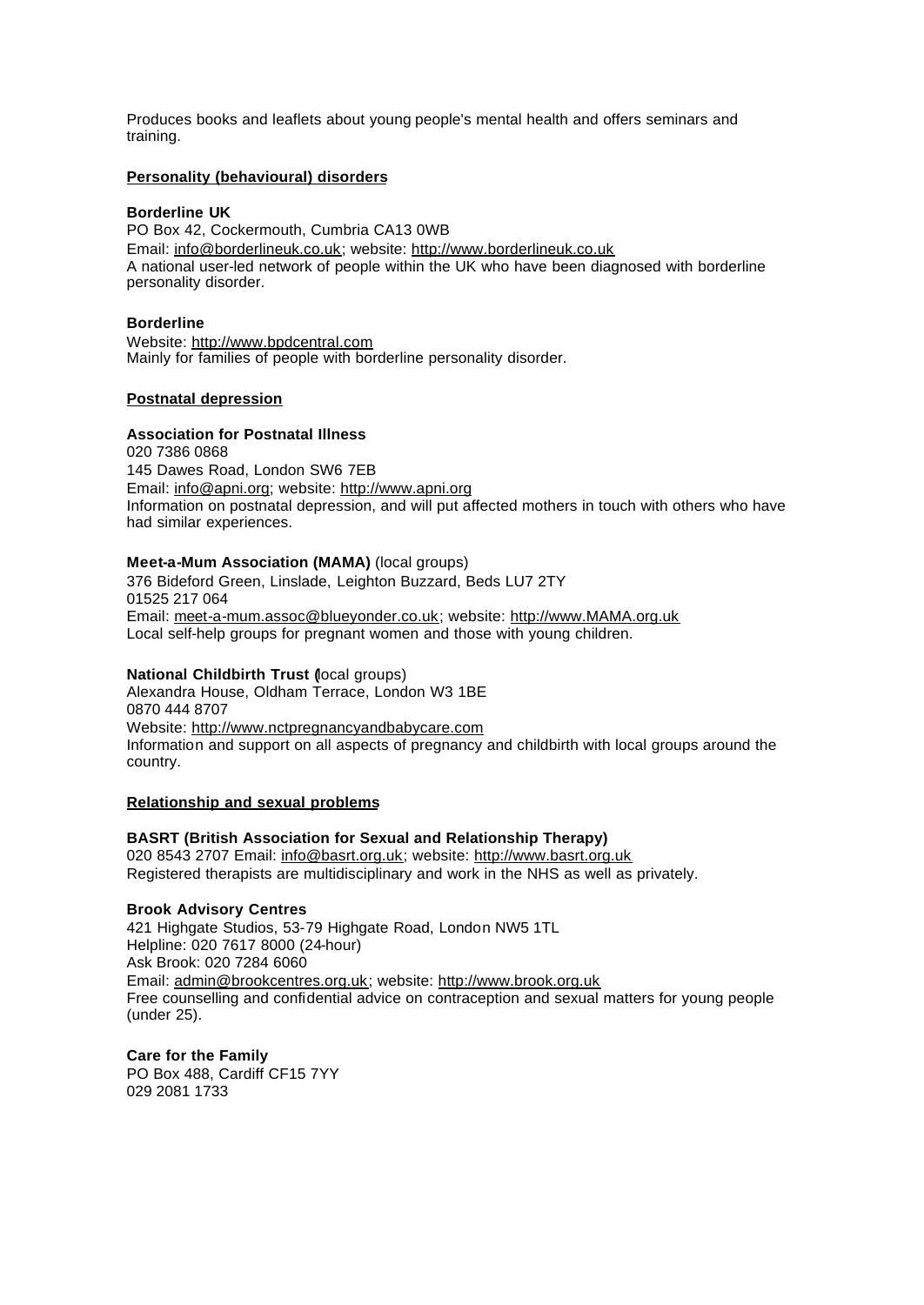Produces books and leaflets about young people's mental health and offers seminars and training.

**Personality (behavioural) disorders**

**Borderline UK**
PO Box 42, Cockermouth, Cumbria CA13 0WB
Email: info@borderlineuk.co.uk; website: http://www.borderlineuk.co.uk
A national user-led network of people within the UK who have been diagnosed with borderline personality disorder.

**Borderline**
Website: http://www.bpdcentral.com
Mainly for families of people with borderline personality disorder.

**Postnatal depression**

**Association for Postnatal Illness**
020 7386 0868
145 Dawes Road, London SW6 7EB
Email: info@apni.org; website: http://www.apni.org
Information on postnatal depression, and will put affected mothers in touch with others who have had similar experiences.

**Meet-a-Mum Association (MAMA)** (local groups)
376 Bideford Green, Linslade, Leighton Buzzard, Beds LU7 2TY
01525 217 064
Email: meet-a-mum.assoc@blueyonder.co.uk; website: http://www.MAMA.org.uk
Local self-help groups for pregnant women and those with young children.

**National Childbirth Trust** (local groups)
Alexandra House, Oldham Terrace, London W3 1BE
0870 444 8707
Website: http://www.nctpregnancyandbabycare.com
Information and support on all aspects of pregnancy and childbirth with local groups around the country.

**Relationship and sexual problems**

**BASRT (British Association for Sexual and Relationship Therapy)**
020 8543 2707 Email: info@basrt.org.uk; website: http://www.basrt.org.uk
Registered therapists are multidisciplinary and work in the NHS as well as privately.

**Brook Advisory Centres**
421 Highgate Studios, 53-79 Highgate Road, London NW5 1TL
Helpline: 020 7617 8000 (24-hour)
Ask Brook: 020 7284 6060
Email: admin@brookcentres.org.uk; website: http://www.brook.org.uk
Free counselling and confidential advice on contraception and sexual matters for young people (under 25).

**Care for the Family**
PO Box 488, Cardiff CF15 7YY
029 2081 1733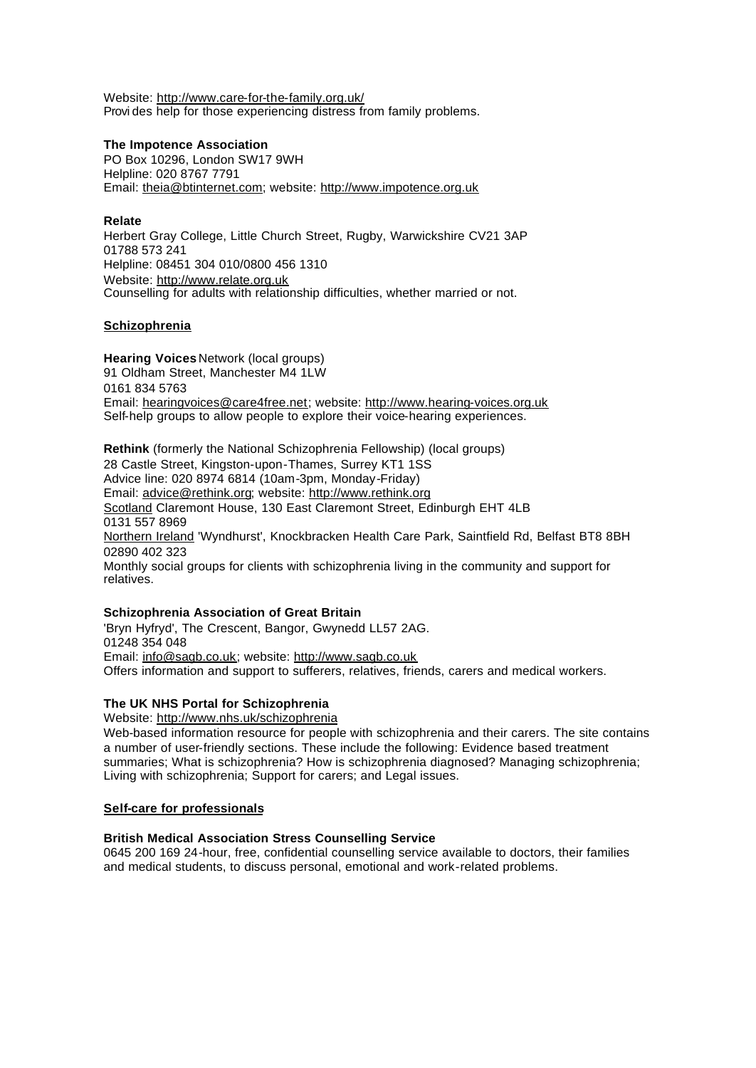Website: http://www.care-for-the-family.org.uk/
Provi des help for those experiencing distress from family problems.

**The Impotence Association**
PO Box 10296, London SW17 9WH
Helpline: 020 8767 7791
Email: theia@btinternet.com; website: http://www.impotence.org.uk

**Relate**
Herbert Gray College, Little Church Street, Rugby, Warwickshire CV21 3AP
01788 573 241
Helpline: 08451 304 010/0800 456 1310
Website: http://www.relate.org.uk
Counselling for adults with relationship difficulties, whether married or not.

## Schizophrenia

**Hearing Voices** Network (local groups)
91 Oldham Street, Manchester M4 1LW
0161 834 5763
Email: hearingvoices@care4free.net; website: http://www.hearing-voices.org.uk
Self-help groups to allow people to explore their voice-hearing experiences.

**Rethink** (formerly the National Schizophrenia Fellowship) (local groups)
28 Castle Street, Kingston-upon-Thames, Surrey KT1 1SS
Advice line: 020 8974 6814 (10am-3pm, Monday-Friday)
Email: advice@rethink.org; website: http://www.rethink.org
Scotland Claremont House, 130 East Claremont Street, Edinburgh EHT 4LB
0131 557 8969
Northern Ireland 'Wyndhurst', Knockbracken Health Care Park, Saintfield Rd, Belfast BT8 8BH
02890 402 323
Monthly social groups for clients with schizophrenia living in the community and support for relatives.

**Schizophrenia Association of Great Britain**
'Bryn Hyfryd', The Crescent, Bangor, Gwynedd LL57 2AG.
01248 354 048
Email: info@sagb.co.uk; website: http://www.sagb.co.uk
Offers information and support to sufferers, relatives, friends, carers and medical workers.

**The UK NHS Portal for Schizophrenia**
Website: http://www.nhs.uk/schizophrenia
Web-based information resource for people with schizophrenia and their carers. The site contains a number of user-friendly sections. These include the following: Evidence based treatment summaries; What is schizophrenia? How is schizophrenia diagnosed? Managing schizophrenia; Living with schizophrenia; Support for carers; and Legal issues.

## Self-care for professionals

**British Medical Association Stress Counselling Service**
0645 200 169 24-hour, free, confidential counselling service available to doctors, their families and medical students, to discuss personal, emotional and work-related problems.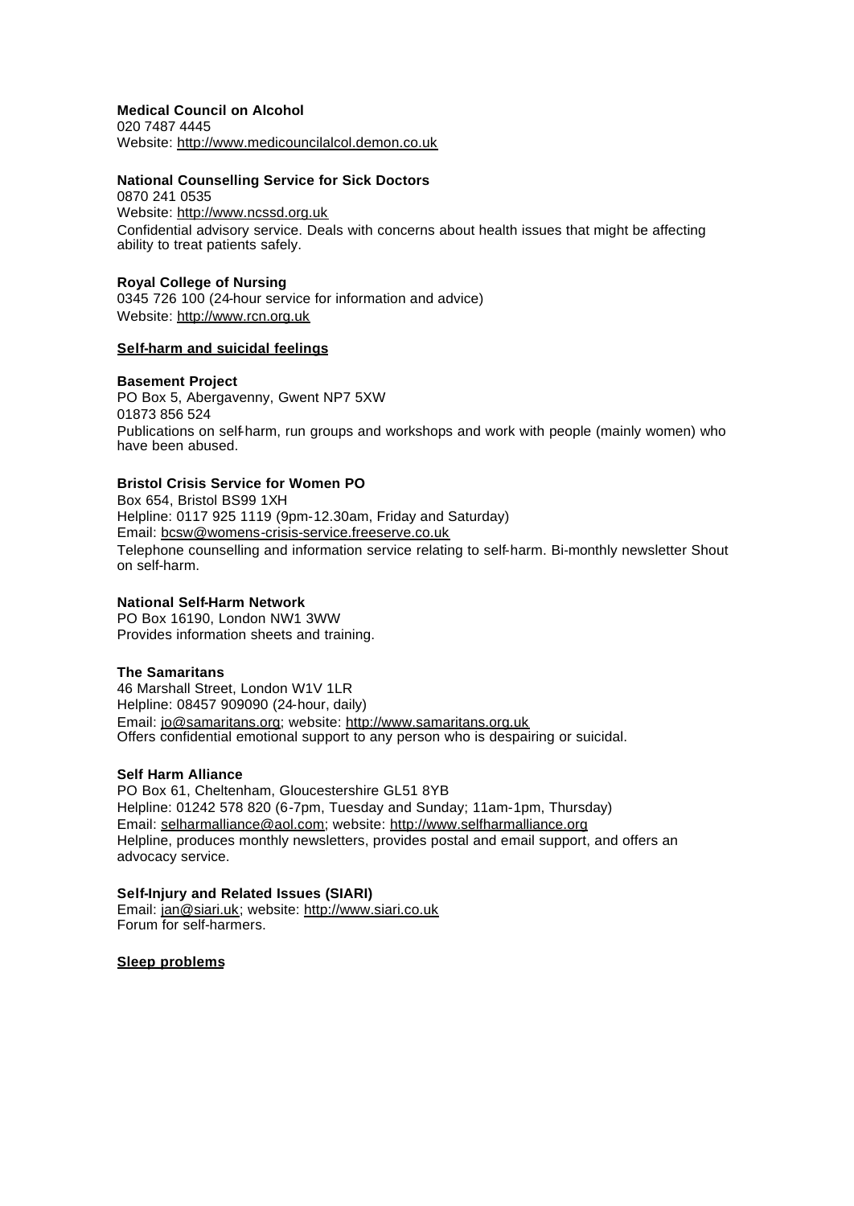**Medical Council on Alcohol**
020 7487 4445
Website: http://www.medicouncilalcol.demon.co.uk

**National Counselling Service for Sick Doctors**
0870 241 0535
Website: http://www.ncssd.org.uk
Confidential advisory service. Deals with concerns about health issues that might be affecting ability to treat patients safely.

**Royal College of Nursing**
0345 726 100 (24-hour service for information and advice)
Website: http://www.rcn.org.uk

**Self-harm and suicidal feelings**

**Basement Project**
PO Box 5, Abergavenny, Gwent NP7 5XW
01873 856 524
Publications on self-harm, run groups and workshops and work with people (mainly women) who have been abused.

**Bristol Crisis Service for Women PO**
Box 654, Bristol BS99 1XH
Helpline: 0117 925 1119 (9pm-12.30am, Friday and Saturday)
Email: bcsw@womens-crisis-service.freeserve.co.uk
Telephone counselling and information service relating to self-harm. Bi-monthly newsletter Shout on self-harm.

**National Self-Harm Network**
PO Box 16190, London NW1 3WW
Provides information sheets and training.

**The Samaritans**
46 Marshall Street, London W1V 1LR
Helpline: 08457 909090 (24-hour, daily)
Email: jo@samaritans.org; website: http://www.samaritans.org.uk
Offers confidential emotional support to any person who is despairing or suicidal.

**Self Harm Alliance**
PO Box 61, Cheltenham, Gloucestershire GL51 8YB
Helpline: 01242 578 820 (6-7pm, Tuesday and Sunday; 11am-1pm, Thursday)
Email: selharmalliance@aol.com; website: http://www.selfharmalliance.org
Helpline, produces monthly newsletters, provides postal and email support, and offers an advocacy service.

**Self-Injury and Related Issues (SIARI)**
Email: jan@siari.uk; website: http://www.siari.co.uk
Forum for self-harmers.

**Sleep problems**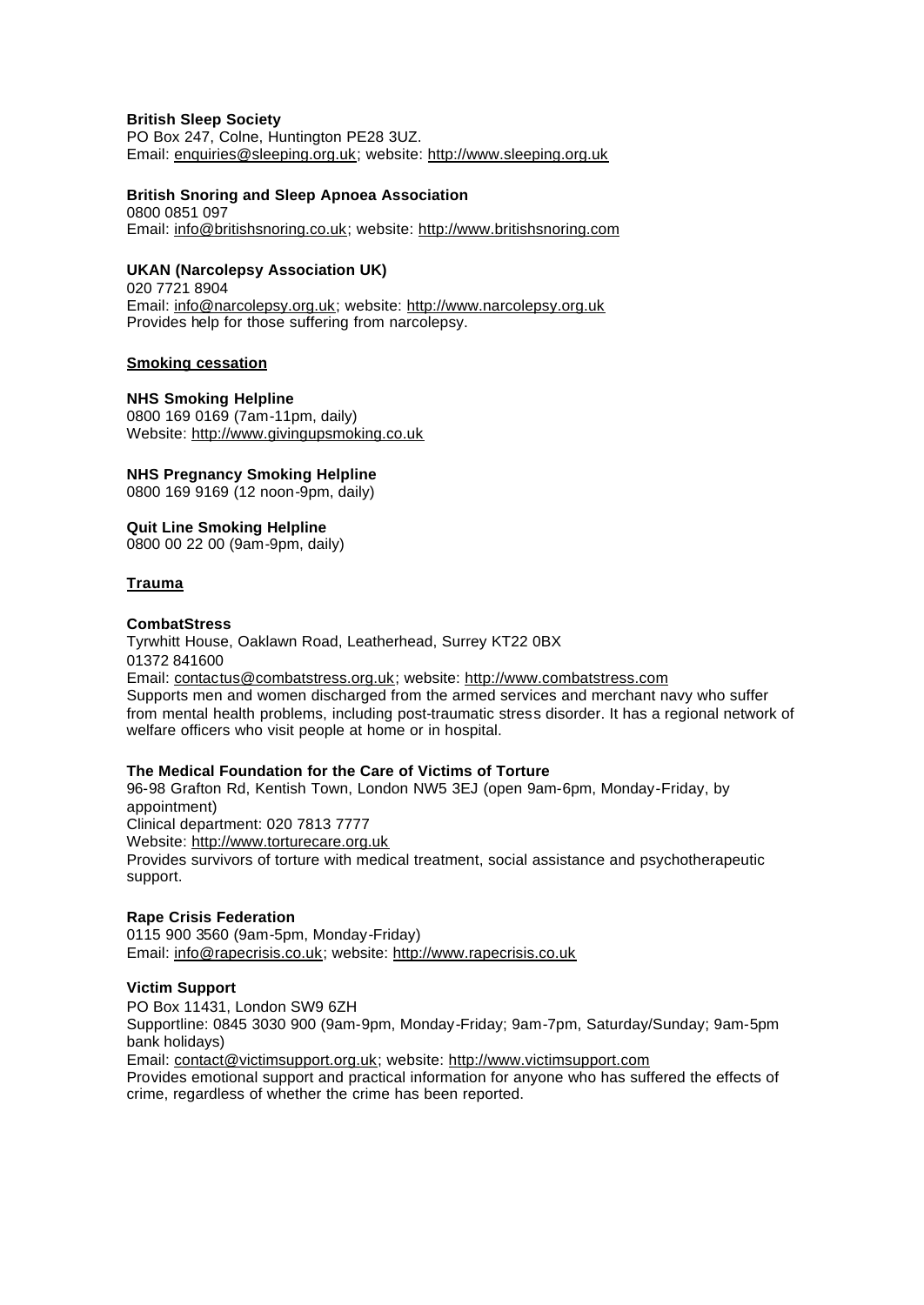**British Sleep Society**
PO Box 247, Colne, Huntington PE28 3UZ.
Email: enquiries@sleeping.org.uk; website: http://www.sleeping.org.uk

**British Snoring and Sleep Apnoea Association**
0800 0851 097
Email: info@britishsnoring.co.uk; website: http://www.britishsnoring.com

**UKAN (Narcolepsy Association UK)**
020 7721 8904
Email: info@narcolepsy.org.uk; website: http://www.narcolepsy.org.uk
Provides help for those suffering from narcolepsy.

## Smoking cessation

**NHS Smoking Helpline**
0800 169 0169 (7am-11pm, daily)
Website: http://www.givingupsmoking.co.uk

**NHS Pregnancy Smoking Helpline**
0800 169 9169 (12 noon-9pm, daily)

**Quit Line Smoking Helpline**
0800 00 22 00 (9am-9pm, daily)

## Trauma

**CombatStress**
Tyrwhitt House, Oaklawn Road, Leatherhead, Surrey KT22 0BX
01372 841600
Email: contactus@combatstress.org.uk; website: http://www.combatstress.com
Supports men and women discharged from the armed services and merchant navy who suffer from mental health problems, including post-traumatic stress disorder. It has a regional network of welfare officers who visit people at home or in hospital.

**The Medical Foundation for the Care of Victims of Torture**
96-98 Grafton Rd, Kentish Town, London NW5 3EJ (open 9am-6pm, Monday-Friday, by appointment)
Clinical department: 020 7813 7777
Website: http://www.torturecare.org.uk
Provides survivors of torture with medical treatment, social assistance and psychotherapeutic support.

**Rape Crisis Federation**
0115 900 3560 (9am-5pm, Monday-Friday)
Email: info@rapecrisis.co.uk; website: http://www.rapecrisis.co.uk

**Victim Support**
PO Box 11431, London SW9 6ZH
Supportline: 0845 3030 900 (9am-9pm, Monday-Friday; 9am-7pm, Saturday/Sunday; 9am-5pm bank holidays)
Email: contact@victimsupport.org.uk; website: http://www.victimsupport.com
Provides emotional support and practical information for anyone who has suffered the effects of crime, regardless of whether the crime has been reported.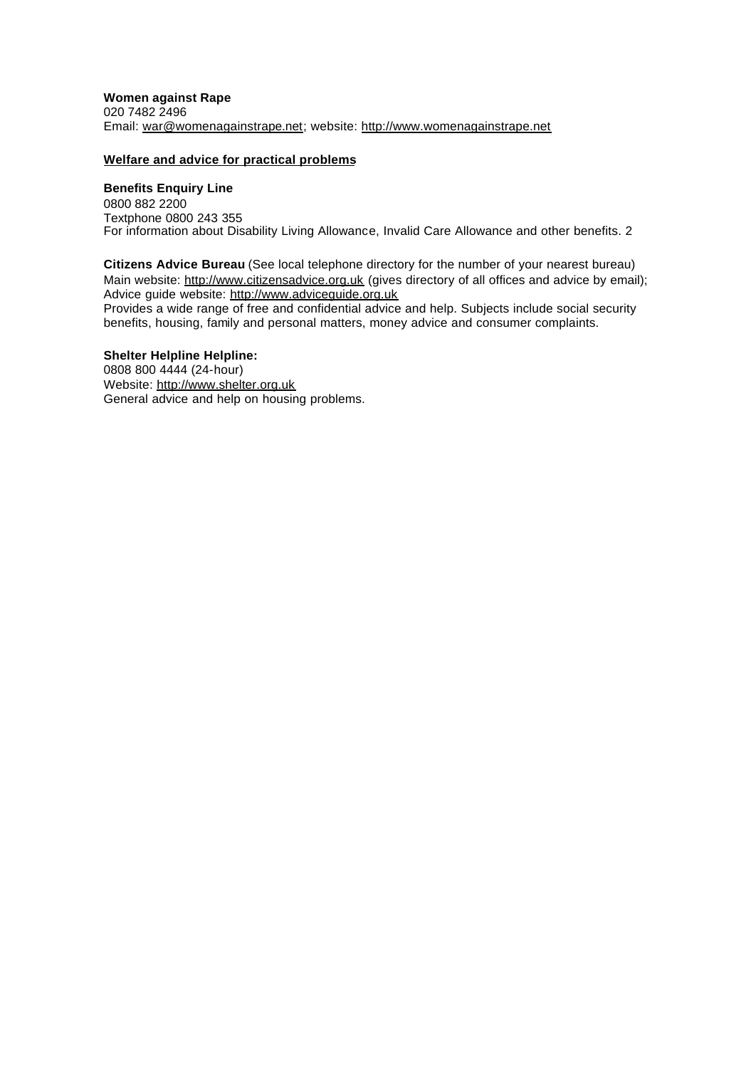**Women against Rape**
020 7482 2496
Email: war@womenagainstrape.net; website: http://www.womenagainstrape.net

**Welfare and advice for practical problems**

**Benefits Enquiry Line**
0800 882 2200
Textphone 0800 243 355
For information about Disability Living Allowance, Invalid Care Allowance and other benefits. 2

**Citizens Advice Bureau** (See local telephone directory for the number of your nearest bureau)
Main website: http://www.citizensadvice.org.uk (gives directory of all offices and advice by email);
Advice guide website: http://www.adviceguide.org.uk
Provides a wide range of free and confidential advice and help. Subjects include social security benefits, housing, family and personal matters, money advice and consumer complaints.

**Shelter Helpline Helpline:**
0808 800 4444 (24-hour)
Website: http://www.shelter.org.uk
General advice and help on housing problems.